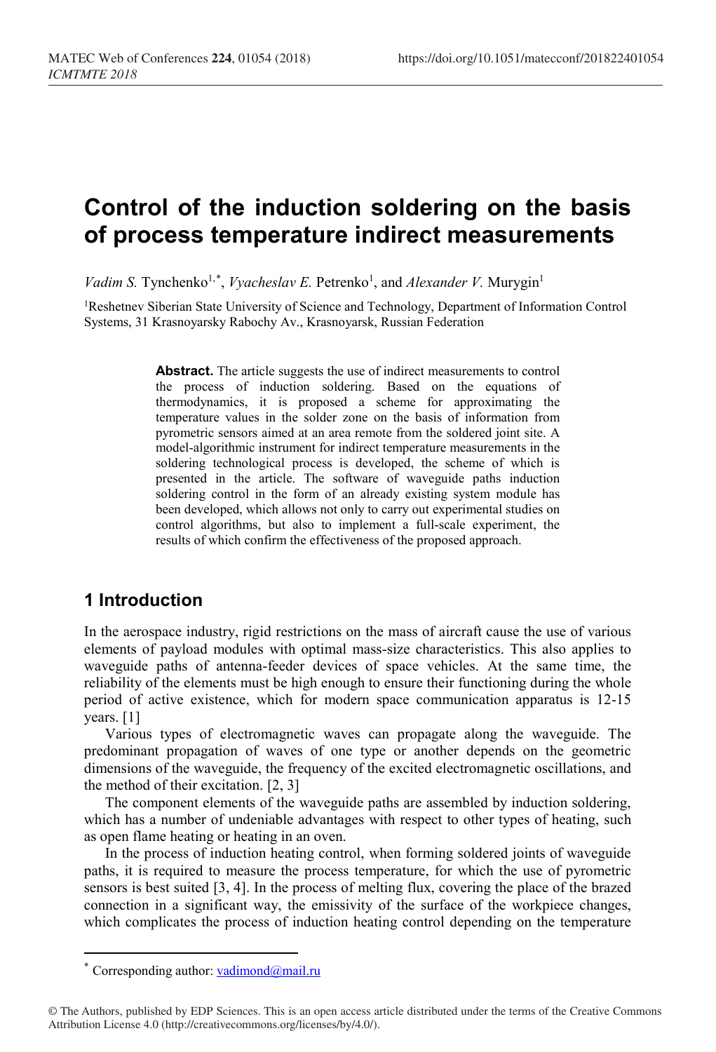# Control of the induction soldering on the basis of process temperature indirect measurements

*Vadim S.* Tynchenko[1,*], *Vyacheslav E.* Petrenko[1], and *Alexander V.* Murygin[1]

[1]Reshetnev Siberian State University of Science and Technology, Department of Information Control Systems, 31 Krasnoyarsky Rabochy Av., Krasnoyarsk, Russian Federation

**Abstract.** The article suggests the use of indirect measurements to control the process of induction soldering. Based on the equations of thermodynamics, it is proposed a scheme for approximating the temperature values in the solder zone on the basis of information from pyrometric sensors aimed at an area remote from the soldered joint site. A model-algorithmic instrument for indirect temperature measurements in the soldering technological process is developed, the scheme of which is presented in the article. The software of waveguide paths induction soldering control in the form of an already existing system module has been developed, which allows not only to carry out experimental studies on control algorithms, but also to implement a full-scale experiment, the results of which confirm the effectiveness of the proposed approach.

## 1 Introduction

In the aerospace industry, rigid restrictions on the mass of aircraft cause the use of various elements of payload modules with optimal mass-size characteristics. This also applies to waveguide paths of antenna-feeder devices of space vehicles. At the same time, the reliability of the elements must be high enough to ensure their functioning during the whole period of active existence, which for modern space communication apparatus is 12-15 years. [1]

Various types of electromagnetic waves can propagate along the waveguide. The predominant propagation of waves of one type or another depends on the geometric dimensions of the waveguide, the frequency of the excited electromagnetic oscillations, and the method of their excitation. [2, 3]

The component elements of the waveguide paths are assembled by induction soldering, which has a number of undeniable advantages with respect to other types of heating, such as open flame heating or heating in an oven.

In the process of induction heating control, when forming soldered joints of waveguide paths, it is required to measure the process temperature, for which the use of pyrometric sensors is best suited [3, 4]. In the process of melting flux, covering the place of the brazed connection in a significant way, the emissivity of the surface of the workpiece changes, which complicates the process of induction heating control depending on the temperature

---

* Corresponding author: vadimond@mail.ru

© The Authors, published by EDP Sciences. This is an open access article distributed under the terms of the Creative Commons Attribution License 4.0 (http://creativecommons.org/licenses/by/4.0/).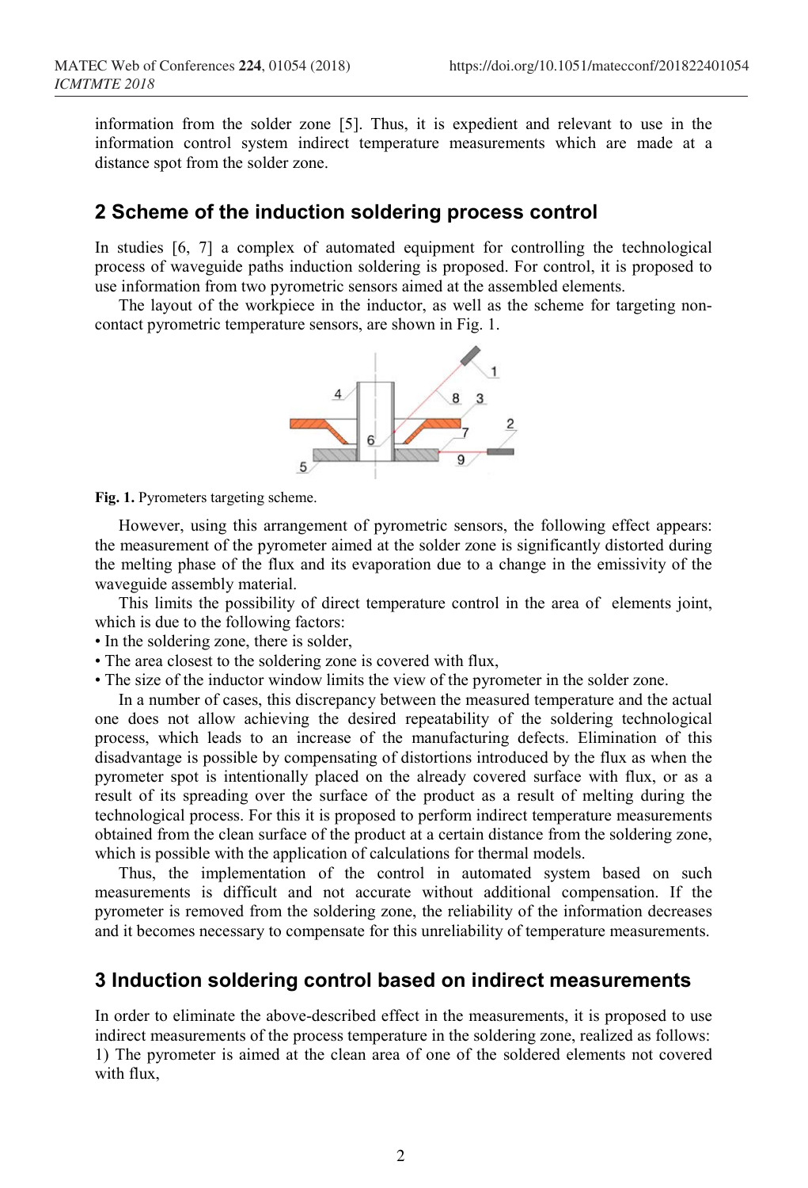information from the solder zone [5]. Thus, it is expedient and relevant to use in the information control system indirect temperature measurements which are made at a distance spot from the solder zone.

## 2 Scheme of the induction soldering process control

In studies [6, 7] a complex of automated equipment for controlling the technological process of waveguide paths induction soldering is proposed. For control, it is proposed to use information from two pyrometric sensors aimed at the assembled elements.

The layout of the workpiece in the inductor, as well as the scheme for targeting non-contact pyrometric temperature sensors, are shown in Fig. 1.

1
2
3
4
5
6
7
8
9

**Fig. 1.** Pyrometers targeting scheme.

However, using this arrangement of pyrometric sensors, the following effect appears: the measurement of the pyrometer aimed at the solder zone is significantly distorted during the melting phase of the flux and its evaporation due to a change in the emissivity of the waveguide assembly material.

This limits the possibility of direct temperature control in the area of elements joint, which is due to the following factors:

- In the soldering zone, there is solder,
- The area closest to the soldering zone is covered with flux,
- The size of the inductor window limits the view of the pyrometer in the solder zone.

In a number of cases, this discrepancy between the measured temperature and the actual one does not allow achieving the desired repeatability of the soldering technological process, which leads to an increase of the manufacturing defects. Elimination of this disadvantage is possible by compensating of distortions introduced by the flux as when the pyrometer spot is intentionally placed on the already covered surface with flux, or as a result of its spreading over the surface of the product as a result of melting during the technological process. For this it is proposed to perform indirect temperature measurements obtained from the clean surface of the product at a certain distance from the soldering zone, which is possible with the application of calculations for thermal models.

Thus, the implementation of the control in automated system based on such measurements is difficult and not accurate without additional compensation. If the pyrometer is removed from the soldering zone, the reliability of the information decreases and it becomes necessary to compensate for this unreliability of temperature measurements.

## 3 Induction soldering control based on indirect measurements

In order to eliminate the above-described effect in the measurements, it is proposed to use indirect measurements of the process temperature in the soldering zone, realized as follows:

1) The pyrometer is aimed at the clean area of one of the soldered elements not covered with flux,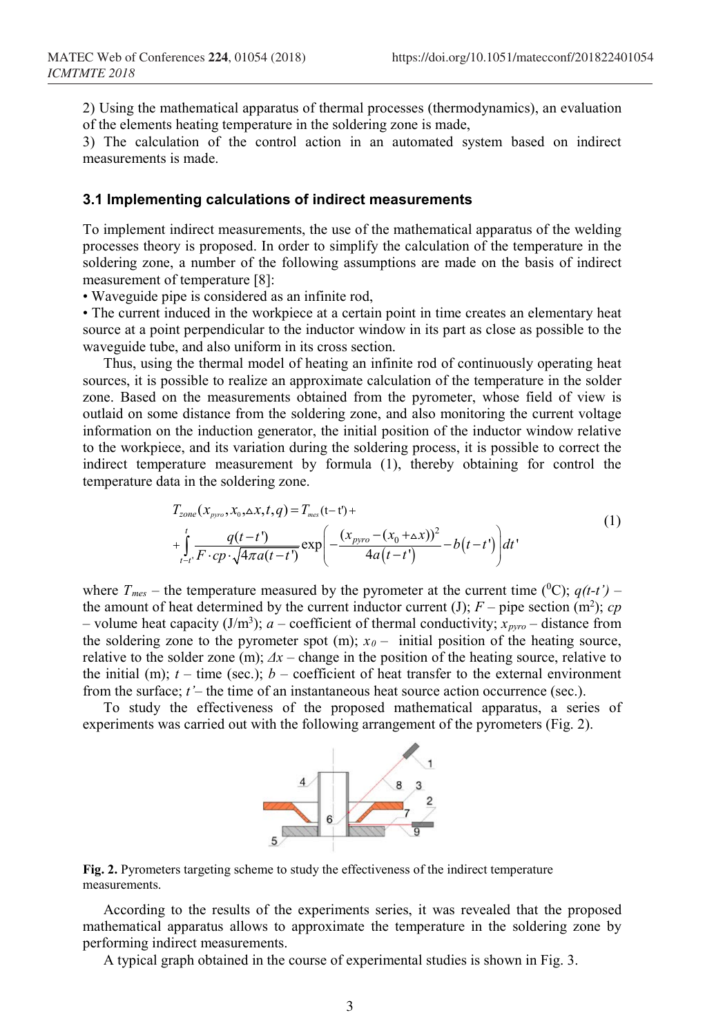2) Using the mathematical apparatus of thermal processes (thermodynamics), an evaluation of the elements heating temperature in the soldering zone is made,

3) The calculation of the control action in an automated system based on indirect measurements is made.

### 3.1 Implementing calculations of indirect measurements

To implement indirect measurements, the use of the mathematical apparatus of the welding processes theory is proposed. In order to simplify the calculation of the temperature in the soldering zone, a number of the following assumptions are made on the basis of indirect measurement of temperature [8]:

- Waveguide pipe is considered as an infinite rod,
- The current induced in the workpiece at a certain point in time creates an elementary heat source at a point perpendicular to the inductor window in its part as close as possible to the waveguide tube, and also uniform in its cross section.

Thus, using the thermal model of heating an infinite rod of continuously operating heat sources, it is possible to realize an approximate calculation of the temperature in the solder zone. Based on the measurements obtained from the pyrometer, whose field of view is outlaid on some distance from the soldering zone, and also monitoring the current voltage information on the induction generator, the initial position of the inductor window relative to the workpiece, and its variation during the soldering process, it is possible to correct the indirect temperature measurement by formula (1), thereby obtaining for control the temperature data in the soldering zone.

$$T_{zone}(x_{pyro}, x_0, \Delta x, t, q) = T_{mes}(t-t') + \int_{t-t'}^{t} \frac{q(t-t')}{F \cdot cp \cdot \sqrt{4\pi a(t-t')}} \exp\left(-\frac{(x_{pyro}-(x_0+\Delta x))^2}{4a(t-t')} - b(t-t')\right) dt' \quad (1)$$

where $T_{mes}$ – the temperature measured by the pyrometer at the current time ($^0$C); $q(t-t')$ – the amount of heat determined by the current inductor current (J); $F$ – pipe section (m$^2$); $cp$ – volume heat capacity (J/m$^3$); $a$ – coefficient of thermal conductivity; $x_{pyro}$ – distance from the soldering zone to the pyrometer spot (m); $x_0$ – initial position of the heating source, relative to the solder zone (m); $\Delta x$ – change in the position of the heating source, relative to the initial (m); $t$ – time (sec.); $b$ – coefficient of heat transfer to the external environment from the surface; $t'$ – the time of an instantaneous heat source action occurrence (sec.).

To study the effectiveness of the proposed mathematical apparatus, a series of experiments was carried out with the following arrangement of the pyrometers (Fig. 2).

4 8 3 1 2 7 6 5 9

**Fig. 2.** Pyrometers targeting scheme to study the effectiveness of the indirect temperature measurements.

According to the results of the experiments series, it was revealed that the proposed mathematical apparatus allows to approximate the temperature in the soldering zone by performing indirect measurements.

A typical graph obtained in the course of experimental studies is shown in Fig. 3.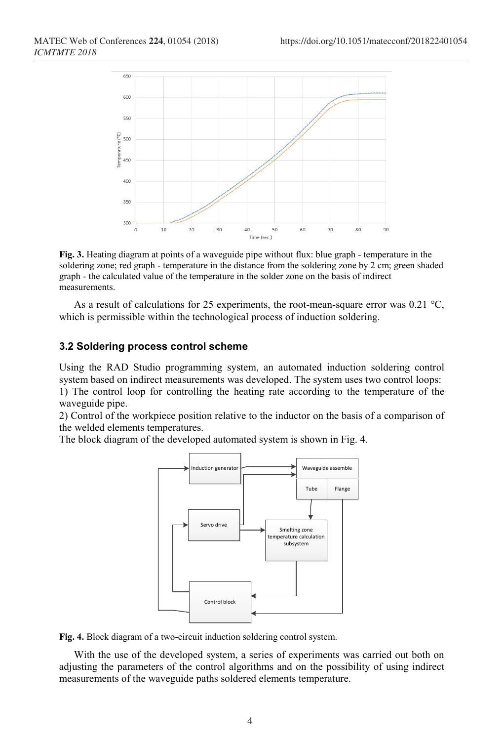650
600
550
500
450
400
350
300
Temperature (°C)
0 10 20 30 40 50 60 70 80 90
Time (sec.)

**Fig. 3.** Heating diagram at points of a waveguide pipe without flux: blue graph - temperature in the soldering zone; red graph - temperature in the distance from the soldering zone by 2 cm; green shaded graph - the calculated value of the temperature in the solder zone on the basis of indirect measurements.

As a result of calculations for 25 experiments, the root-mean-square error was 0.21 °C, which is permissible within the technological process of induction soldering.

### 3.2 Soldering process control scheme

Using the RAD Studio programming system, an automated induction soldering control system based on indirect measurements was developed. The system uses two control loops:
1) The control loop for controlling the heating rate according to the temperature of the waveguide pipe.
2) Control of the workpiece position relative to the inductor on the basis of a comparison of the welded elements temperatures.
The block diagram of the developed automated system is shown in Fig. 4.

Induction generator
Waveguide assemble
Tube
Flange
Servo drive
Smelting zone temperature calculation subsystem
Control block

**Fig. 4.** Block diagram of a two-circuit induction soldering control system.

With the use of the developed system, a series of experiments was carried out both on adjusting the parameters of the control algorithms and on the possibility of using indirect measurements of the waveguide paths soldered elements temperature.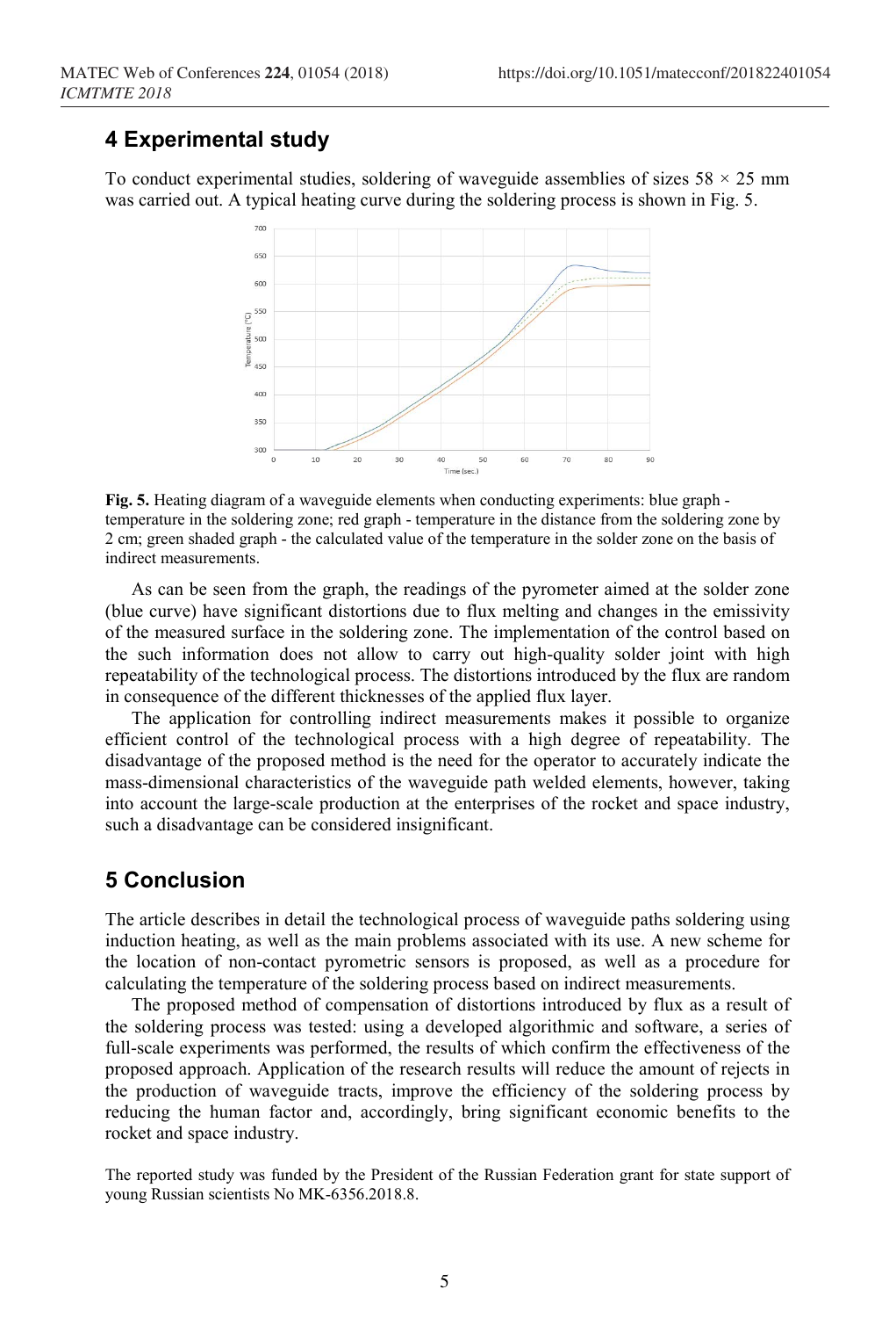## 4 Experimental study

To conduct experimental studies, soldering of waveguide assemblies of sizes 58 × 25 mm was carried out. A typical heating curve during the soldering process is shown in Fig. 5.

700
650
600
550
500
450
400
350
300
Temperature (°C)
0 10 20 30 40 50 60 70 80 90
Time (sec.)

**Fig. 5.** Heating diagram of a waveguide elements when conducting experiments: blue graph - temperature in the soldering zone; red graph - temperature in the distance from the soldering zone by 2 cm; green shaded graph - the calculated value of the temperature in the solder zone on the basis of indirect measurements.

As can be seen from the graph, the readings of the pyrometer aimed at the solder zone (blue curve) have significant distortions due to flux melting and changes in the emissivity of the measured surface in the soldering zone. The implementation of the control based on the such information does not allow to carry out high-quality solder joint with high repeatability of the technological process. The distortions introduced by the flux are random in consequence of the different thicknesses of the applied flux layer.

The application for controlling indirect measurements makes it possible to organize efficient control of the technological process with a high degree of repeatability. The disadvantage of the proposed method is the need for the operator to accurately indicate the mass-dimensional characteristics of the waveguide path welded elements, however, taking into account the large-scale production at the enterprises of the rocket and space industry, such a disadvantage can be considered insignificant.

## 5 Conclusion

The article describes in detail the technological process of waveguide paths soldering using induction heating, as well as the main problems associated with its use. A new scheme for the location of non-contact pyrometric sensors is proposed, as well as a procedure for calculating the temperature of the soldering process based on indirect measurements.

The proposed method of compensation of distortions introduced by flux as a result of the soldering process was tested: using a developed algorithmic and software, a series of full-scale experiments was performed, the results of which confirm the effectiveness of the proposed approach. Application of the research results will reduce the amount of rejects in the production of waveguide tracts, improve the efficiency of the soldering process by reducing the human factor and, accordingly, bring significant economic benefits to the rocket and space industry.

The reported study was funded by the President of the Russian Federation grant for state support of young Russian scientists No MK-6356.2018.8.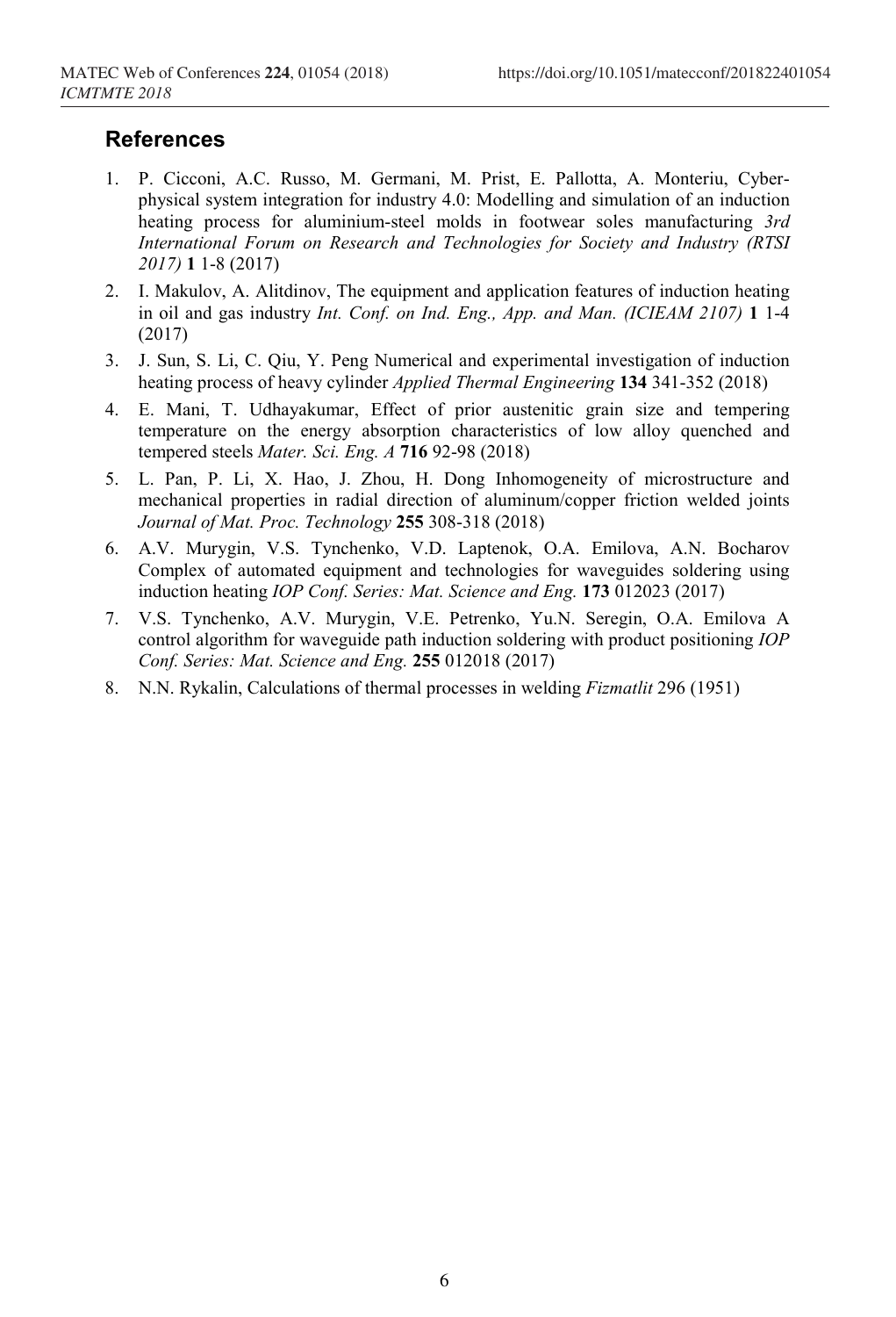## References

1. P. Cicconi, A.C. Russo, M. Germani, M. Prist, E. Pallotta, A. Monteriu, Cyber-physical system integration for industry 4.0: Modelling and simulation of an induction heating process for aluminium-steel molds in footwear soles manufacturing *3rd International Forum on Research and Technologies for Society and Industry (RTSI 2017)* **1** 1-8 (2017)
2. I. Makulov, A. Alitdinov, The equipment and application features of induction heating in oil and gas industry *Int. Conf. on Ind. Eng., App. and Man. (ICIEAM 2107)* **1** 1-4 (2017)
3. J. Sun, S. Li, C. Qiu, Y. Peng Numerical and experimental investigation of induction heating process of heavy cylinder *Applied Thermal Engineering* **134** 341-352 (2018)
4. E. Mani, T. Udhayakumar, Effect of prior austenitic grain size and tempering temperature on the energy absorption characteristics of low alloy quenched and tempered steels *Mater. Sci. Eng. A* **716** 92-98 (2018)
5. L. Pan, P. Li, X. Hao, J. Zhou, H. Dong Inhomogeneity of microstructure and mechanical properties in radial direction of aluminum/copper friction welded joints *Journal of Mat. Proc. Technology* **255** 308-318 (2018)
6. A.V. Murygin, V.S. Tynchenko, V.D. Laptenok, O.A. Emilova, A.N. Bocharov Complex of automated equipment and technologies for waveguides soldering using induction heating *IOP Conf. Series: Mat. Science and Eng.* **173** 012023 (2017)
7. V.S. Tynchenko, A.V. Murygin, V.E. Petrenko, Yu.N. Seregin, O.A. Emilova A control algorithm for waveguide path induction soldering with product positioning *IOP Conf. Series: Mat. Science and Eng.* **255** 012018 (2017)
8. N.N. Rykalin, Calculations of thermal processes in welding *Fizmatlit* 296 (1951)